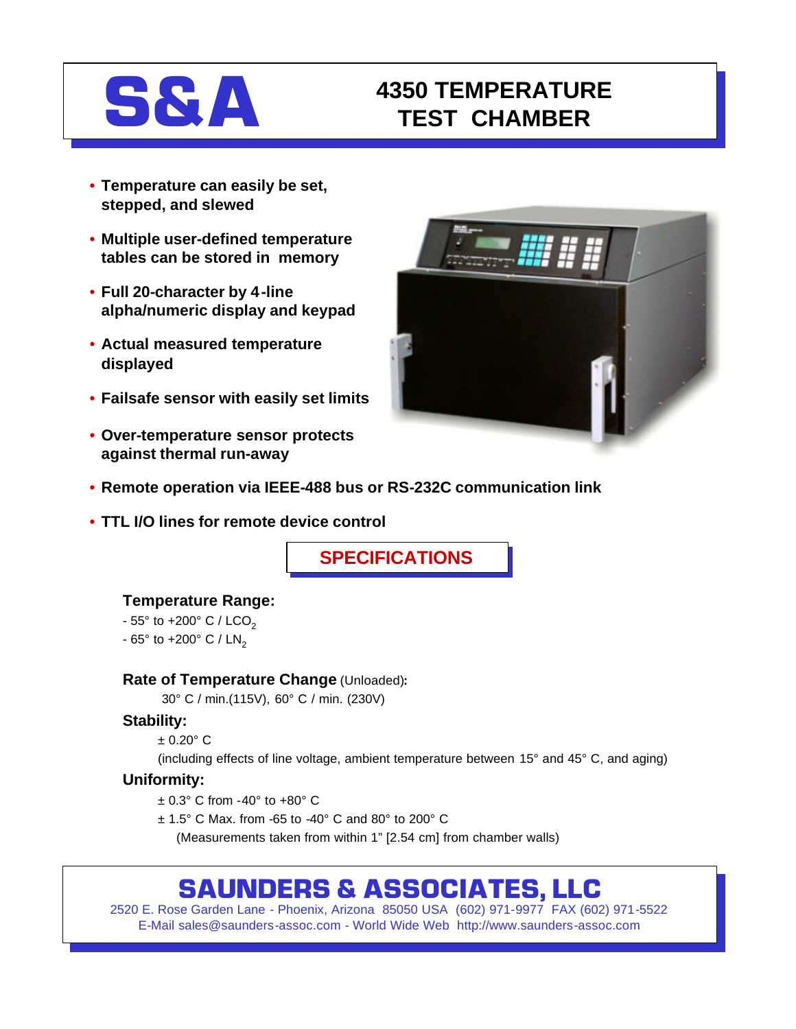# S&A

# 4350 TEMPERATURE TEST CHAMBER

- **Temperature can easily be set, stepped, and slewed**
- **Multiple user-defined temperature tables can be stored in memory**
- **Full 20-character by 4-line alpha/numeric display and keypad**
- **Actual measured temperature displayed**
- **Failsafe sensor with easily set limits**
- **Over-temperature sensor protects against thermal run-away**
- **Remote operation via IEEE-488 bus or RS-232C communication link**
- **TTL I/O lines for remote device control**

## SPECIFICATIONS

### Temperature Range:

- 55° to +200° C / $LCO_2$

- 65° to +200° C / $LN_2$

### Rate of Temperature Change (Unloaded):

30° C / min.(115V), 60° C / min. (230V)

### Stability:

± 0.20° C

(including effects of line voltage, ambient temperature between 15° and 45° C, and aging)

### Uniformity:

± 0.3° C from -40° to +80° C

± 1.5° C Max. from -65 to -40° C and 80° to 200° C

(Measurements taken from within 1" [2.54 cm] from chamber walls)

## SAUNDERS & ASSOCIATES, LLC

2520 E. Rose Garden Lane - Phoenix, Arizona 85050 USA (602) 971-9977 FAX (602) 971-5522
E-Mail sales@saunders-assoc.com - World Wide Web http://www.saunders-assoc.com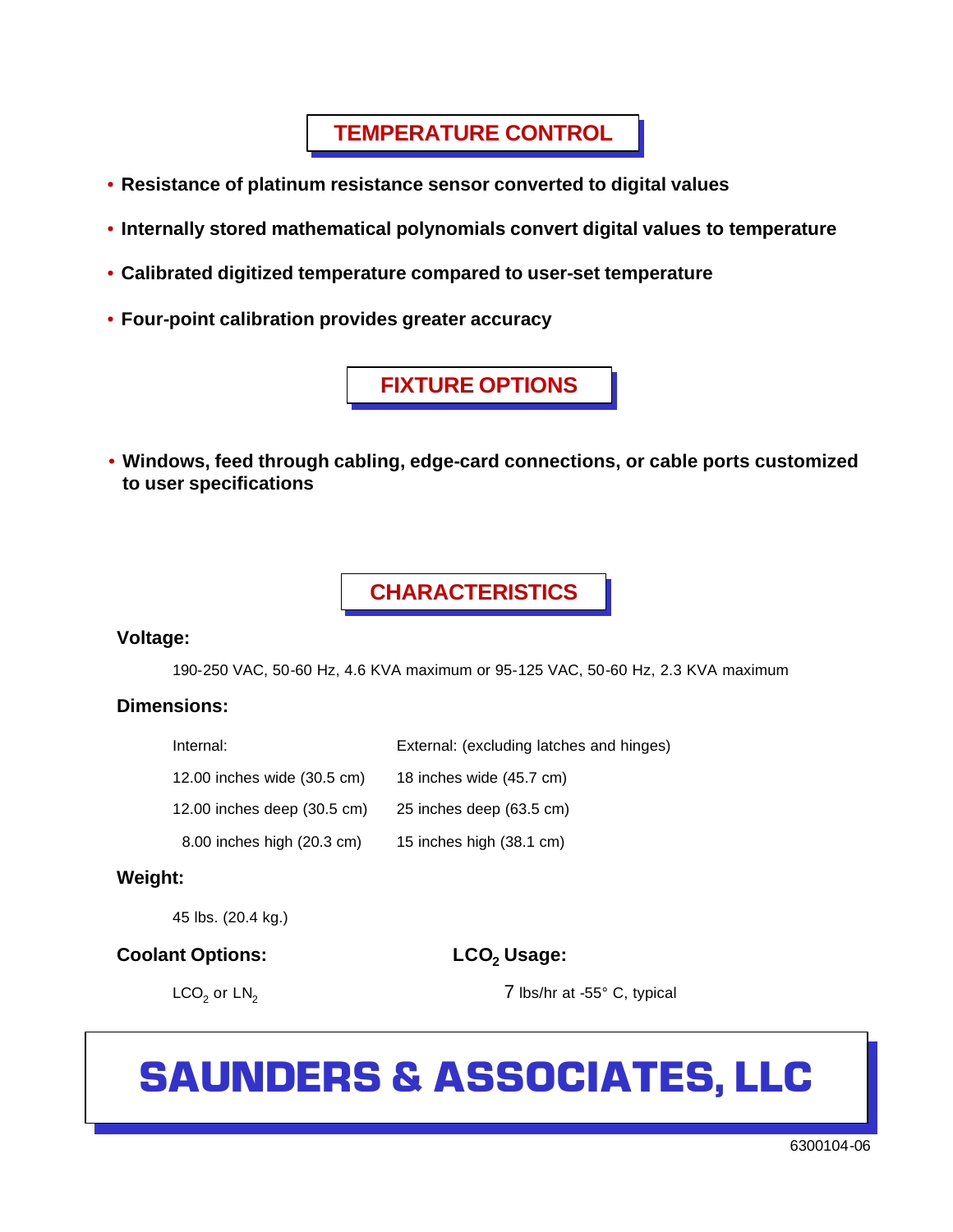## TEMPERATURE CONTROL

- **Resistance of platinum resistance sensor converted to digital values**
- **Internally stored mathematical polynomials convert digital values to temperature**
- **Calibrated digitized temperature compared to user-set temperature**
- **Four-point calibration provides greater accuracy**

## FIXTURE OPTIONS

- **Windows, feed through cabling, edge-card connections, or cable ports customized to user specifications**

## CHARACTERISTICS

**Voltage:**

190-250 VAC, 50-60 Hz, 4.6 KVA maximum or 95-125 VAC, 50-60 Hz, 2.3 KVA maximum

**Dimensions:**

| Internal: | External: (excluding latches and hinges) |
|---|---|
| 12.00 inches wide (30.5 cm) | 18 inches wide (45.7 cm) |
| 12.00 inches deep (30.5 cm) | 25 inches deep (63.5 cm) |
| 8.00 inches high (20.3 cm) | 15 inches high (38.1 cm) |

**Weight:**

45 lbs. (20.4 kg.)

**Coolant Options:**

$LCO_2$ or $LN_2$

**$LCO_2$ Usage:**

7 lbs/hr at -55° C, typical

# SAUNDERS & ASSOCIATES, LLC

6300104-06